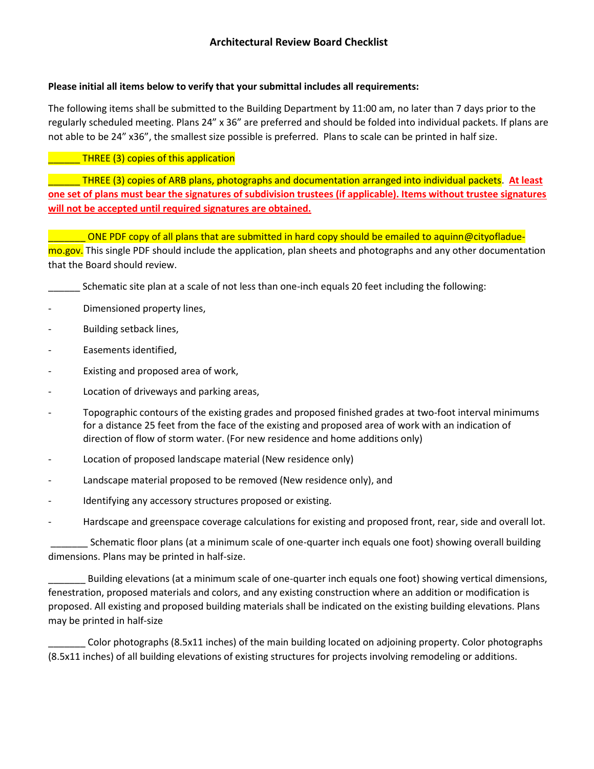## Architectural Review Board Checklist

**Please initial all items below to verify that your submittal includes all requirements:**

The following items shall be submitted to the Building Department by 11:00 am, no later than 7 days prior to the regularly scheduled meeting. Plans 24" x 36" are preferred and should be folded into individual packets. If plans are not able to be 24" x36", the smallest size possible is preferred. Plans to scale can be printed in half size.

______ THREE (3) copies of this application

______ THREE (3) copies of ARB plans, photographs and documentation arranged into individual packets. **At least one set of plans must bear the signatures of subdivision trustees (if applicable). Items without trustee signatures will not be accepted until required signatures are obtained.**

_______ ONE PDF copy of all plans that are submitted in hard copy should be emailed to aquinn@cityofladue-mo.gov. This single PDF should include the application, plan sheets and photographs and any other documentation that the Board should review.

______ Schematic site plan at a scale of not less than one-inch equals 20 feet including the following:

- Dimensioned property lines,
- Building setback lines,
- Easements identified,
- Existing and proposed area of work,
- Location of driveways and parking areas,
- Topographic contours of the existing grades and proposed finished grades at two-foot interval minimums for a distance 25 feet from the face of the existing and proposed area of work with an indication of direction of flow of storm water. (For new residence and home additions only)
- Location of proposed landscape material (New residence only)
- Landscape material proposed to be removed (New residence only), and
- Identifying any accessory structures proposed or existing.
- Hardscape and greenspace coverage calculations for existing and proposed front, rear, side and overall lot.

_______ Schematic floor plans (at a minimum scale of one-quarter inch equals one foot) showing overall building dimensions. Plans may be printed in half-size.

_______ Building elevations (at a minimum scale of one-quarter inch equals one foot) showing vertical dimensions, fenestration, proposed materials and colors, and any existing construction where an addition or modification is proposed. All existing and proposed building materials shall be indicated on the existing building elevations. Plans may be printed in half-size

_______ Color photographs (8.5x11 inches) of the main building located on adjoining property. Color photographs (8.5x11 inches) of all building elevations of existing structures for projects involving remodeling or additions.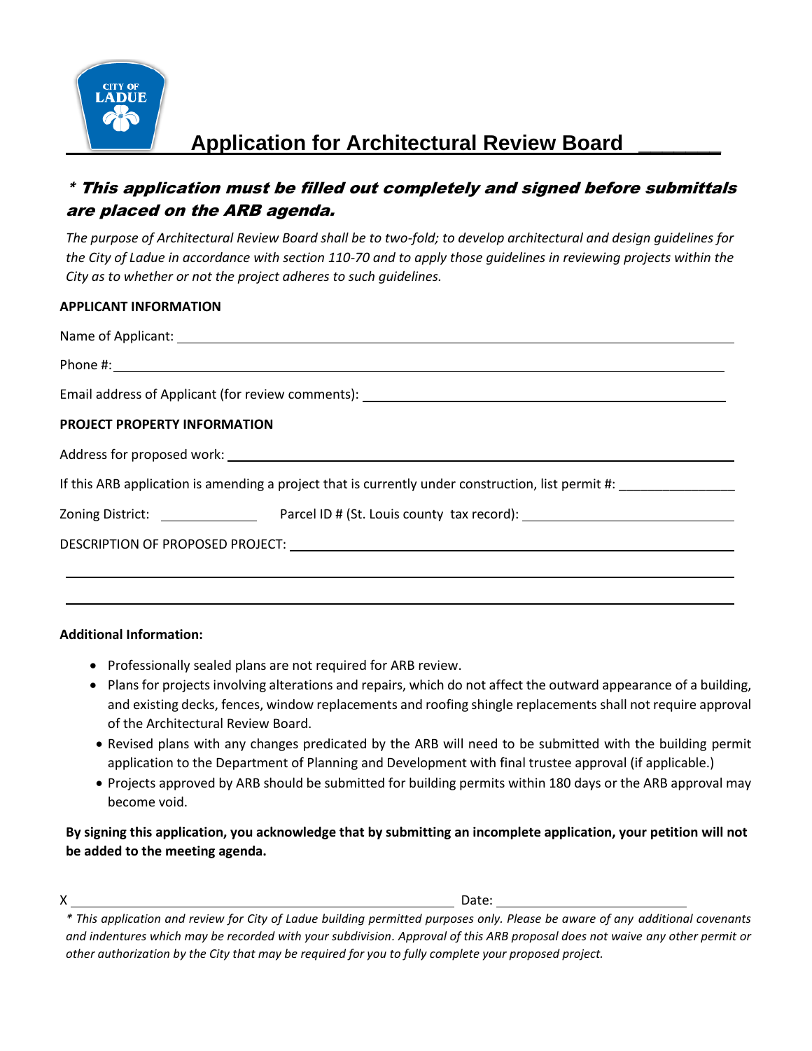# Application for Architectural Review Board _______

***\* This application must be filled out completely and signed before submittals are placed on the ARB agenda.***

*The purpose of Architectural Review Board shall be to two-fold; to develop architectural and design guidelines for the City of Ladue in accordance with section 110-70 and to apply those guidelines in reviewing projects within the City as to whether or not the project adheres to such guidelines.*

**APPLICANT INFORMATION**

Name of Applicant: ____________________________________________

Phone #: ____________________________________________

Email address of Applicant (for review comments): ____________________________________________

**PROJECT PROPERTY INFORMATION**

Address for proposed work: ____________________________________________

If this ARB application is amending a project that is currently under construction, list permit #: ________________

Zoning District: ______________ Parcel ID # (St. Louis county tax record): ______________________________

DESCRIPTION OF PROPOSED PROJECT: ____________________________________________

____________________________________________

____________________________________________

**Additional Information:**

- Professionally sealed plans are not required for ARB review.
- Plans for projects involving alterations and repairs, which do not affect the outward appearance of a building, and existing decks, fences, window replacements and roofing shingle replacements shall not require approval of the Architectural Review Board.
- Revised plans with any changes predicated by the ARB will need to be submitted with the building permit application to the Department of Planning and Development with final trustee approval (if applicable.)
- Projects approved by ARB should be submitted for building permits within 180 days or the ARB approval may become void.

**By signing this application, you acknowledge that by submitting an incomplete application, your petition will not be added to the meeting agenda.**

X ____________________________________________ Date: __________________________

*\* This application and review for City of Ladue building permitted purposes only. Please be aware of any additional covenants and indentures which may be recorded with your subdivision. Approval of this ARB proposal does not waive any other permit or other authorization by the City that may be required for you to fully complete your proposed project.*